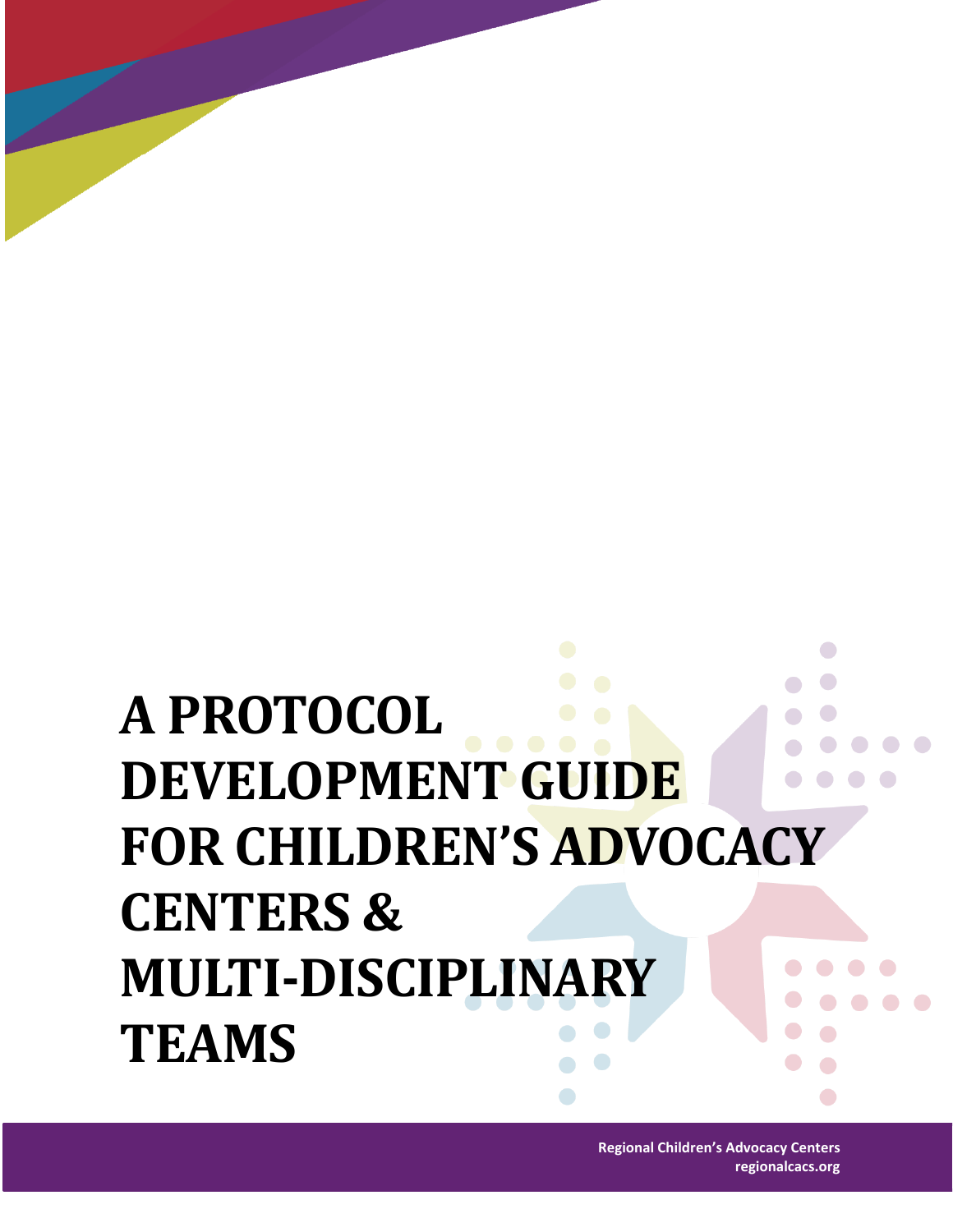# A PROTOCOL DEVELOPMENT GUIDE FOR CHILDREN'S ADVOCACY CENTERS & MULTI-DISCIPLINARY TEAMS

**Regional Children's Advocacy Centers**
**regionalcacs.org**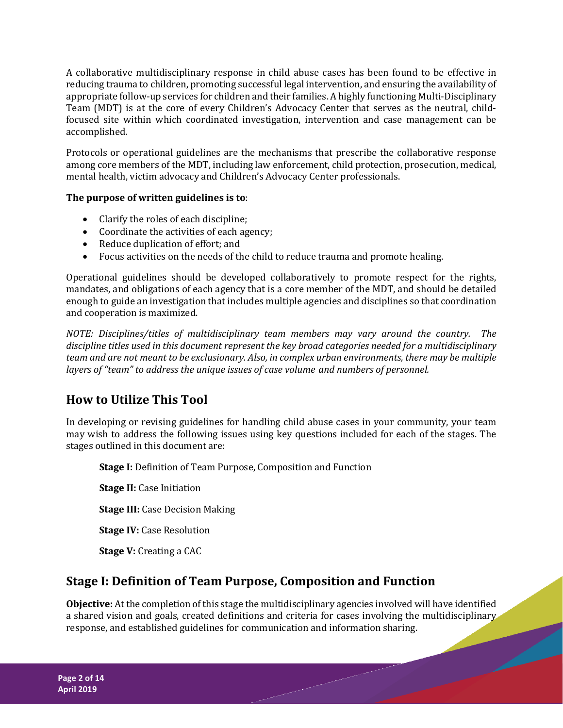A collaborative multidisciplinary response in child abuse cases has been found to be effective in reducing trauma to children, promoting successful legal intervention, and ensuring the availability of appropriate follow-up services for children and their families. A highly functioning Multi-Disciplinary Team (MDT) is at the core of every Children's Advocacy Center that serves as the neutral, child-focused site within which coordinated investigation, intervention and case management can be accomplished.

Protocols or operational guidelines are the mechanisms that prescribe the collaborative response among core members of the MDT, including law enforcement, child protection, prosecution, medical, mental health, victim advocacy and Children's Advocacy Center professionals.

**The purpose of written guidelines is to**:

- Clarify the roles of each discipline;
- Coordinate the activities of each agency;
- Reduce duplication of effort; and
- Focus activities on the needs of the child to reduce trauma and promote healing.

Operational guidelines should be developed collaboratively to promote respect for the rights, mandates, and obligations of each agency that is a core member of the MDT, and should be detailed enough to guide an investigation that includes multiple agencies and disciplines so that coordination and cooperation is maximized.

*NOTE: Disciplines/titles of multidisciplinary team members may vary around the country. The discipline titles used in this document represent the key broad categories needed for a multidisciplinary team and are not meant to be exclusionary. Also, in complex urban environments, there may be multiple layers of "team" to address the unique issues of case volume and numbers of personnel.*

## How to Utilize This Tool

In developing or revising guidelines for handling child abuse cases in your community, your team may wish to address the following issues using key questions included for each of the stages. The stages outlined in this document are:

**Stage I:** Definition of Team Purpose, Composition and Function

**Stage II:** Case Initiation

**Stage III:** Case Decision Making

**Stage IV:** Case Resolution

**Stage V:** Creating a CAC

## Stage I: Definition of Team Purpose, Composition and Function

**Objective:** At the completion of this stage the multidisciplinary agencies involved will have identified a shared vision and goals, created definitions and criteria for cases involving the multidisciplinary response, and established guidelines for communication and information sharing.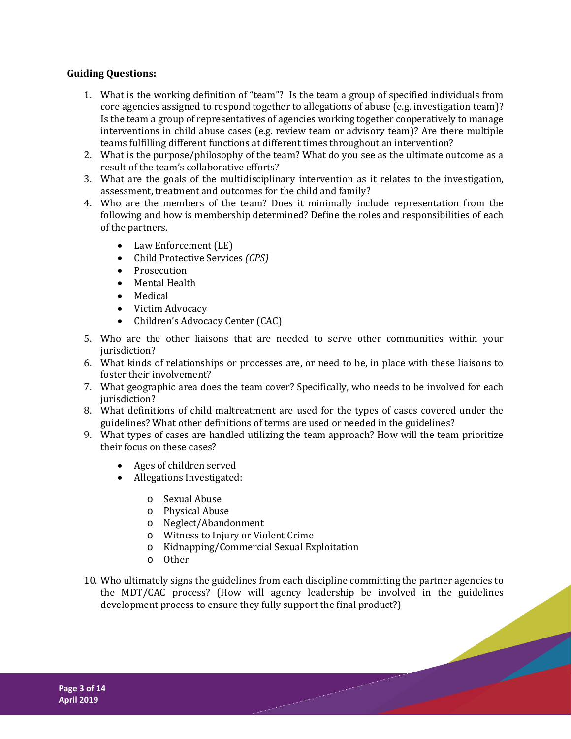**Guiding Questions:**

1. What is the working definition of "team"? Is the team a group of specified individuals from core agencies assigned to respond together to allegations of abuse (e.g. investigation team)? Is the team a group of representatives of agencies working together cooperatively to manage interventions in child abuse cases (e.g. review team or advisory team)? Are there multiple teams fulfilling different functions at different times throughout an intervention?
2. What is the purpose/philosophy of the team? What do you see as the ultimate outcome as a result of the team's collaborative efforts?
3. What are the goals of the multidisciplinary intervention as it relates to the investigation, assessment, treatment and outcomes for the child and family?
4. Who are the members of the team? Does it minimally include representation from the following and how is membership determined? Define the roles and responsibilities of each of the partners.
   - Law Enforcement (LE)
   - Child Protective Services *(CPS)*
   - Prosecution
   - Mental Health
   - Medical
   - Victim Advocacy
   - Children's Advocacy Center (CAC)
5. Who are the other liaisons that are needed to serve other communities within your jurisdiction?
6. What kinds of relationships or processes are, or need to be, in place with these liaisons to foster their involvement?
7. What geographic area does the team cover? Specifically, who needs to be involved for each jurisdiction?
8. What definitions of child maltreatment are used for the types of cases covered under the guidelines? What other definitions of terms are used or needed in the guidelines?
9. What types of cases are handled utilizing the team approach? How will the team prioritize their focus on these cases?
   - Ages of children served
   - Allegations Investigated:
     - Sexual Abuse
     - Physical Abuse
     - Neglect/Abandonment
     - Witness to Injury or Violent Crime
     - Kidnapping/Commercial Sexual Exploitation
     - Other
10. Who ultimately signs the guidelines from each discipline committing the partner agencies to the MDT/CAC process? (How will agency leadership be involved in the guidelines development process to ensure they fully support the final product?)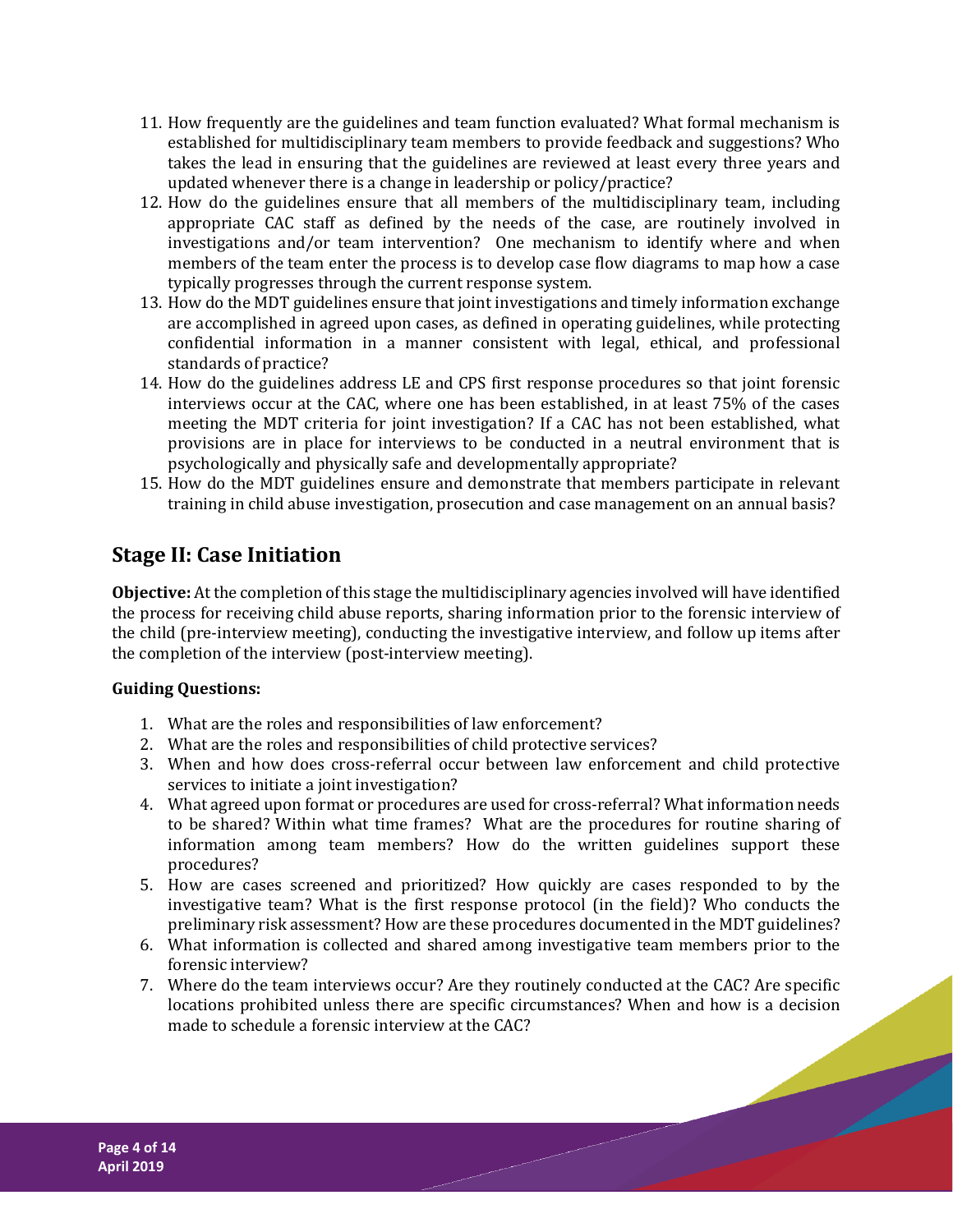11. How frequently are the guidelines and team function evaluated? What formal mechanism is established for multidisciplinary team members to provide feedback and suggestions? Who takes the lead in ensuring that the guidelines are reviewed at least every three years and updated whenever there is a change in leadership or policy/practice?
12. How do the guidelines ensure that all members of the multidisciplinary team, including appropriate CAC staff as defined by the needs of the case, are routinely involved in investigations and/or team intervention? One mechanism to identify where and when members of the team enter the process is to develop case flow diagrams to map how a case typically progresses through the current response system.
13. How do the MDT guidelines ensure that joint investigations and timely information exchange are accomplished in agreed upon cases, as defined in operating guidelines, while protecting confidential information in a manner consistent with legal, ethical, and professional standards of practice?
14. How do the guidelines address LE and CPS first response procedures so that joint forensic interviews occur at the CAC, where one has been established, in at least 75% of the cases meeting the MDT criteria for joint investigation? If a CAC has not been established, what provisions are in place for interviews to be conducted in a neutral environment that is psychologically and physically safe and developmentally appropriate?
15. How do the MDT guidelines ensure and demonstrate that members participate in relevant training in child abuse investigation, prosecution and case management on an annual basis?

## Stage II: Case Initiation

**Objective:** At the completion of this stage the multidisciplinary agencies involved will have identified the process for receiving child abuse reports, sharing information prior to the forensic interview of the child (pre-interview meeting), conducting the investigative interview, and follow up items after the completion of the interview (post-interview meeting).

**Guiding Questions:**

1. What are the roles and responsibilities of law enforcement?
2. What are the roles and responsibilities of child protective services?
3. When and how does cross-referral occur between law enforcement and child protective services to initiate a joint investigation?
4. What agreed upon format or procedures are used for cross-referral? What information needs to be shared? Within what time frames? What are the procedures for routine sharing of information among team members? How do the written guidelines support these procedures?
5. How are cases screened and prioritized? How quickly are cases responded to by the investigative team? What is the first response protocol (in the field)? Who conducts the preliminary risk assessment? How are these procedures documented in the MDT guidelines?
6. What information is collected and shared among investigative team members prior to the forensic interview?
7. Where do the team interviews occur? Are they routinely conducted at the CAC? Are specific locations prohibited unless there are specific circumstances? When and how is a decision made to schedule a forensic interview at the CAC?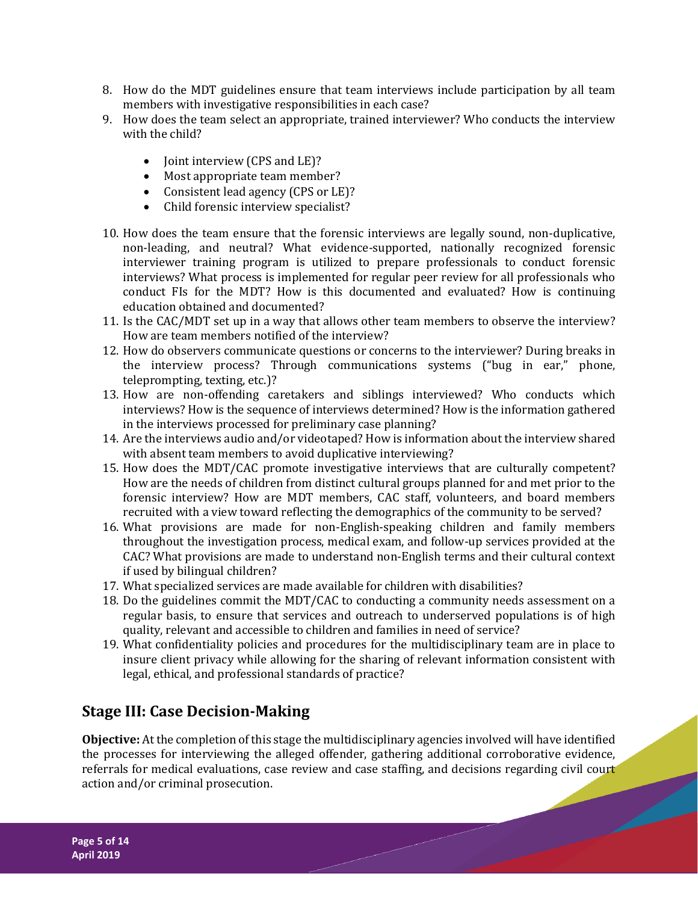8. How do the MDT guidelines ensure that team interviews include participation by all team members with investigative responsibilities in each case?
9. How does the team select an appropriate, trained interviewer? Who conducts the interview with the child?

   - Joint interview (CPS and LE)?
   - Most appropriate team member?
   - Consistent lead agency (CPS or LE)?
   - Child forensic interview specialist?

10. How does the team ensure that the forensic interviews are legally sound, non-duplicative, non-leading, and neutral? What evidence-supported, nationally recognized forensic interviewer training program is utilized to prepare professionals to conduct forensic interviews? What process is implemented for regular peer review for all professionals who conduct FIs for the MDT? How is this documented and evaluated? How is continuing education obtained and documented?
11. Is the CAC/MDT set up in a way that allows other team members to observe the interview? How are team members notified of the interview?
12. How do observers communicate questions or concerns to the interviewer? During breaks in the interview process? Through communications systems ("bug in ear," phone, teleprompting, texting, etc.)?
13. How are non-offending caretakers and siblings interviewed? Who conducts which interviews? How is the sequence of interviews determined? How is the information gathered in the interviews processed for preliminary case planning?
14. Are the interviews audio and/or videotaped? How is information about the interview shared with absent team members to avoid duplicative interviewing?
15. How does the MDT/CAC promote investigative interviews that are culturally competent? How are the needs of children from distinct cultural groups planned for and met prior to the forensic interview? How are MDT members, CAC staff, volunteers, and board members recruited with a view toward reflecting the demographics of the community to be served?
16. What provisions are made for non-English-speaking children and family members throughout the investigation process, medical exam, and follow-up services provided at the CAC? What provisions are made to understand non-English terms and their cultural context if used by bilingual children?
17. What specialized services are made available for children with disabilities?
18. Do the guidelines commit the MDT/CAC to conducting a community needs assessment on a regular basis, to ensure that services and outreach to underserved populations is of high quality, relevant and accessible to children and families in need of service?
19. What confidentiality policies and procedures for the multidisciplinary team are in place to insure client privacy while allowing for the sharing of relevant information consistent with legal, ethical, and professional standards of practice?

## Stage III: Case Decision-Making

**Objective:** At the completion of this stage the multidisciplinary agencies involved will have identified the processes for interviewing the alleged offender, gathering additional corroborative evidence, referrals for medical evaluations, case review and case staffing, and decisions regarding civil court action and/or criminal prosecution.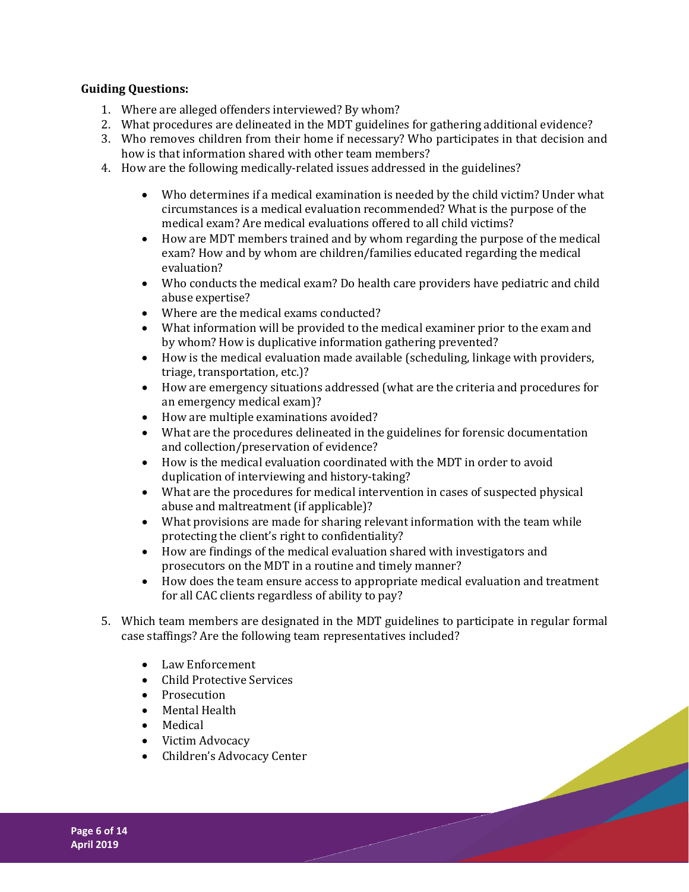**Guiding Questions:**

1. Where are alleged offenders interviewed? By whom?
2. What procedures are delineated in the MDT guidelines for gathering additional evidence?
3. Who removes children from their home if necessary? Who participates in that decision and how is that information shared with other team members?
4. How are the following medically-related issues addressed in the guidelines?
   - Who determines if a medical examination is needed by the child victim? Under what circumstances is a medical evaluation recommended? What is the purpose of the medical exam? Are medical evaluations offered to all child victims?
   - How are MDT members trained and by whom regarding the purpose of the medical exam? How and by whom are children/families educated regarding the medical evaluation?
   - Who conducts the medical exam? Do health care providers have pediatric and child abuse expertise?
   - Where are the medical exams conducted?
   - What information will be provided to the medical examiner prior to the exam and by whom? How is duplicative information gathering prevented?
   - How is the medical evaluation made available (scheduling, linkage with providers, triage, transportation, etc.)?
   - How are emergency situations addressed (what are the criteria and procedures for an emergency medical exam)?
   - How are multiple examinations avoided?
   - What are the procedures delineated in the guidelines for forensic documentation and collection/preservation of evidence?
   - How is the medical evaluation coordinated with the MDT in order to avoid duplication of interviewing and history-taking?
   - What are the procedures for medical intervention in cases of suspected physical abuse and maltreatment (if applicable)?
   - What provisions are made for sharing relevant information with the team while protecting the client's right to confidentiality?
   - How are findings of the medical evaluation shared with investigators and prosecutors on the MDT in a routine and timely manner?
   - How does the team ensure access to appropriate medical evaluation and treatment for all CAC clients regardless of ability to pay?
5. Which team members are designated in the MDT guidelines to participate in regular formal case staffings? Are the following team representatives included?
   - Law Enforcement
   - Child Protective Services
   - Prosecution
   - Mental Health
   - Medical
   - Victim Advocacy
   - Children's Advocacy Center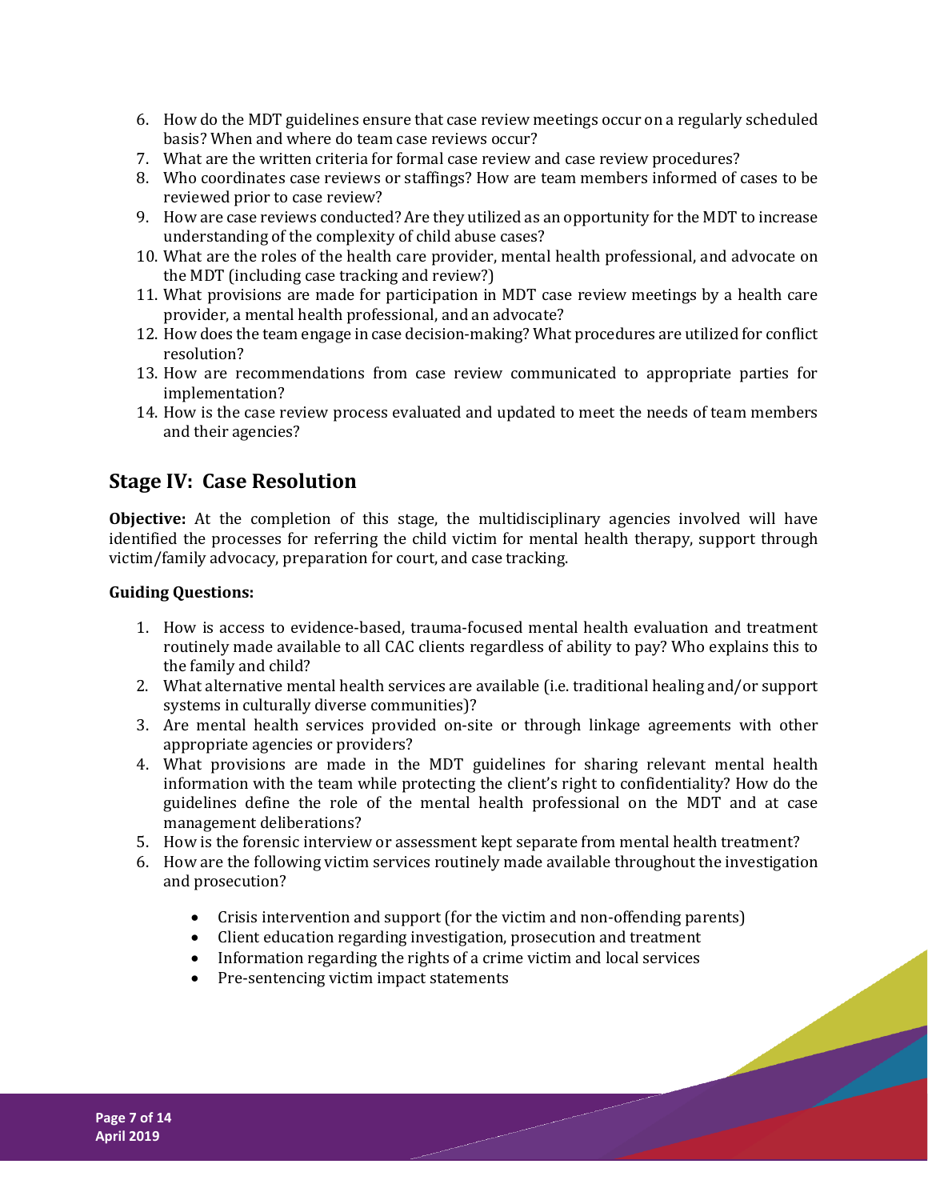6. How do the MDT guidelines ensure that case review meetings occur on a regularly scheduled basis? When and where do team case reviews occur?
7. What are the written criteria for formal case review and case review procedures?
8. Who coordinates case reviews or staffings? How are team members informed of cases to be reviewed prior to case review?
9. How are case reviews conducted? Are they utilized as an opportunity for the MDT to increase understanding of the complexity of child abuse cases?
10. What are the roles of the health care provider, mental health professional, and advocate on the MDT (including case tracking and review?)
11. What provisions are made for participation in MDT case review meetings by a health care provider, a mental health professional, and an advocate?
12. How does the team engage in case decision-making? What procedures are utilized for conflict resolution?
13. How are recommendations from case review communicated to appropriate parties for implementation?
14. How is the case review process evaluated and updated to meet the needs of team members and their agencies?

## Stage IV: Case Resolution

**Objective:** At the completion of this stage, the multidisciplinary agencies involved will have identified the processes for referring the child victim for mental health therapy, support through victim/family advocacy, preparation for court, and case tracking.

**Guiding Questions:**

1. How is access to evidence-based, trauma-focused mental health evaluation and treatment routinely made available to all CAC clients regardless of ability to pay? Who explains this to the family and child?
2. What alternative mental health services are available (i.e. traditional healing and/or support systems in culturally diverse communities)?
3. Are mental health services provided on-site or through linkage agreements with other appropriate agencies or providers?
4. What provisions are made in the MDT guidelines for sharing relevant mental health information with the team while protecting the client's right to confidentiality? How do the guidelines define the role of the mental health professional on the MDT and at case management deliberations?
5. How is the forensic interview or assessment kept separate from mental health treatment?
6. How are the following victim services routinely made available throughout the investigation and prosecution?

    - Crisis intervention and support (for the victim and non-offending parents)
    - Client education regarding investigation, prosecution and treatment
    - Information regarding the rights of a crime victim and local services
    - Pre-sentencing victim impact statements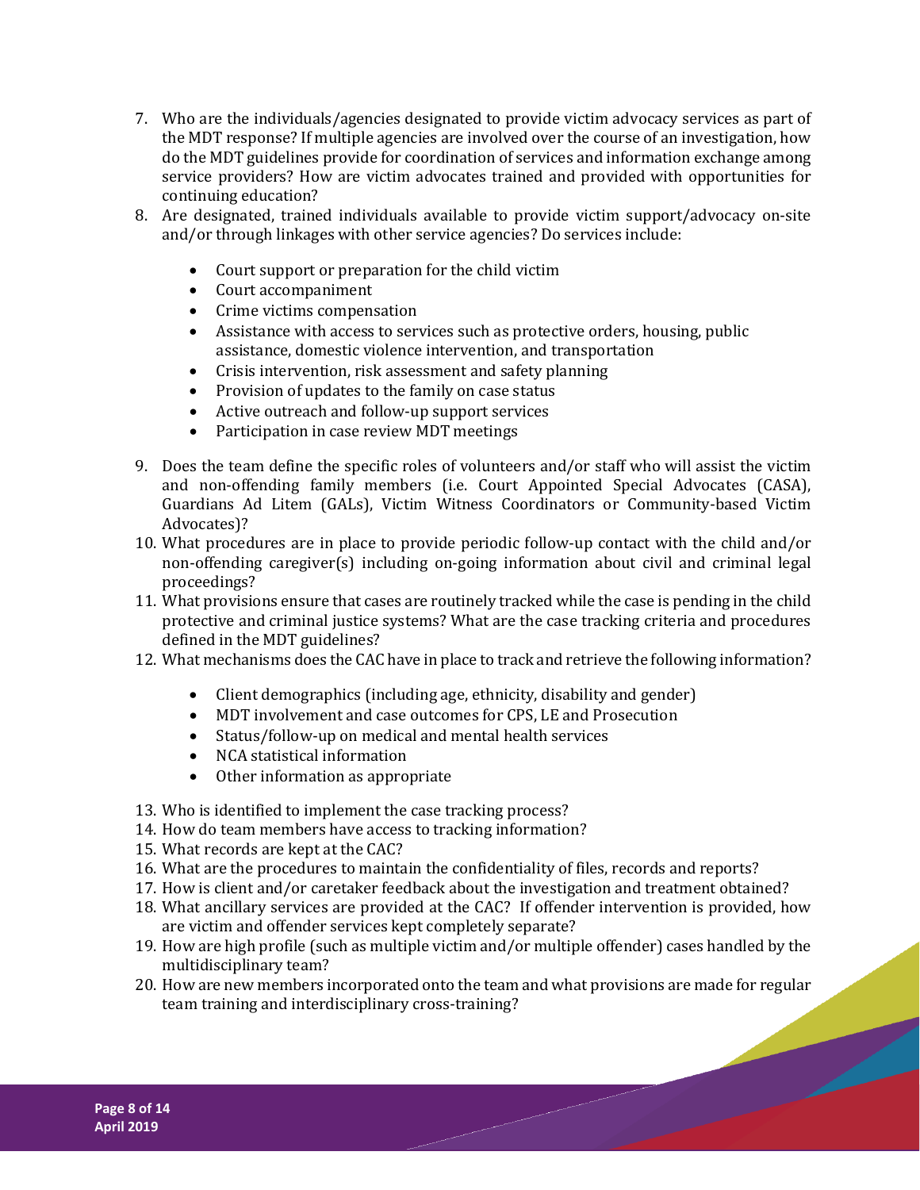7. Who are the individuals/agencies designated to provide victim advocacy services as part of the MDT response? If multiple agencies are involved over the course of an investigation, how do the MDT guidelines provide for coordination of services and information exchange among service providers? How are victim advocates trained and provided with opportunities for continuing education?
8. Are designated, trained individuals available to provide victim support/advocacy on-site and/or through linkages with other service agencies? Do services include:
   - Court support or preparation for the child victim
   - Court accompaniment
   - Crime victims compensation
   - Assistance with access to services such as protective orders, housing, public assistance, domestic violence intervention, and transportation
   - Crisis intervention, risk assessment and safety planning
   - Provision of updates to the family on case status
   - Active outreach and follow-up support services
   - Participation in case review MDT meetings
9. Does the team define the specific roles of volunteers and/or staff who will assist the victim and non-offending family members (i.e. Court Appointed Special Advocates (CASA), Guardians Ad Litem (GALs), Victim Witness Coordinators or Community-based Victim Advocates)?
10. What procedures are in place to provide periodic follow-up contact with the child and/or non-offending caregiver(s) including on-going information about civil and criminal legal proceedings?
11. What provisions ensure that cases are routinely tracked while the case is pending in the child protective and criminal justice systems? What are the case tracking criteria and procedures defined in the MDT guidelines?
12. What mechanisms does the CAC have in place to track and retrieve the following information?
    - Client demographics (including age, ethnicity, disability and gender)
    - MDT involvement and case outcomes for CPS, LE and Prosecution
    - Status/follow-up on medical and mental health services
    - NCA statistical information
    - Other information as appropriate
13. Who is identified to implement the case tracking process?
14. How do team members have access to tracking information?
15. What records are kept at the CAC?
16. What are the procedures to maintain the confidentiality of files, records and reports?
17. How is client and/or caretaker feedback about the investigation and treatment obtained?
18. What ancillary services are provided at the CAC? If offender intervention is provided, how are victim and offender services kept completely separate?
19. How are high profile (such as multiple victim and/or multiple offender) cases handled by the multidisciplinary team?
20. How are new members incorporated onto the team and what provisions are made for regular team training and interdisciplinary cross-training?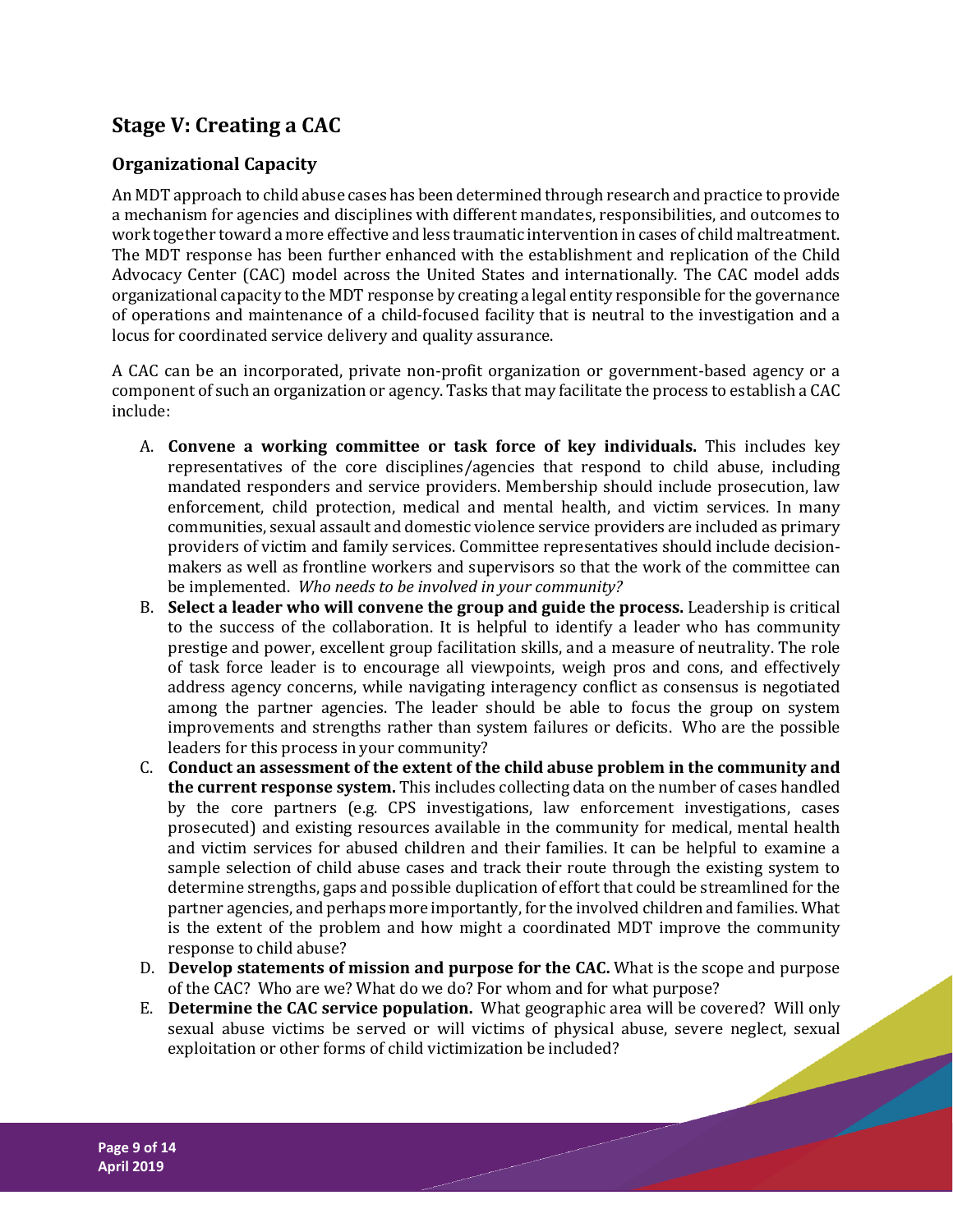## Stage V: Creating a CAC

### Organizational Capacity

An MDT approach to child abuse cases has been determined through research and practice to provide a mechanism for agencies and disciplines with different mandates, responsibilities, and outcomes to work together toward a more effective and less traumatic intervention in cases of child maltreatment. The MDT response has been further enhanced with the establishment and replication of the Child Advocacy Center (CAC) model across the United States and internationally. The CAC model adds organizational capacity to the MDT response by creating a legal entity responsible for the governance of operations and maintenance of a child-focused facility that is neutral to the investigation and a locus for coordinated service delivery and quality assurance.

A CAC can be an incorporated, private non-profit organization or government-based agency or a component of such an organization or agency. Tasks that may facilitate the process to establish a CAC include:

A. **Convene a working committee or task force of key individuals.** This includes key representatives of the core disciplines/agencies that respond to child abuse, including mandated responders and service providers. Membership should include prosecution, law enforcement, child protection, medical and mental health, and victim services. In many communities, sexual assault and domestic violence service providers are included as primary providers of victim and family services. Committee representatives should include decision-makers as well as frontline workers and supervisors so that the work of the committee can be implemented. *Who needs to be involved in your community?*

B. **Select a leader who will convene the group and guide the process.** Leadership is critical to the success of the collaboration. It is helpful to identify a leader who has community prestige and power, excellent group facilitation skills, and a measure of neutrality. The role of task force leader is to encourage all viewpoints, weigh pros and cons, and effectively address agency concerns, while navigating interagency conflict as consensus is negotiated among the partner agencies. The leader should be able to focus the group on system improvements and strengths rather than system failures or deficits. Who are the possible leaders for this process in your community?

C. **Conduct an assessment of the extent of the child abuse problem in the community and the current response system.** This includes collecting data on the number of cases handled by the core partners (e.g. CPS investigations, law enforcement investigations, cases prosecuted) and existing resources available in the community for medical, mental health and victim services for abused children and their families. It can be helpful to examine a sample selection of child abuse cases and track their route through the existing system to determine strengths, gaps and possible duplication of effort that could be streamlined for the partner agencies, and perhaps more importantly, for the involved children and families. What is the extent of the problem and how might a coordinated MDT improve the community response to child abuse?

D. **Develop statements of mission and purpose for the CAC.** What is the scope and purpose of the CAC? Who are we? What do we do? For whom and for what purpose?

E. **Determine the CAC service population.** What geographic area will be covered? Will only sexual abuse victims be served or will victims of physical abuse, severe neglect, sexual exploitation or other forms of child victimization be included?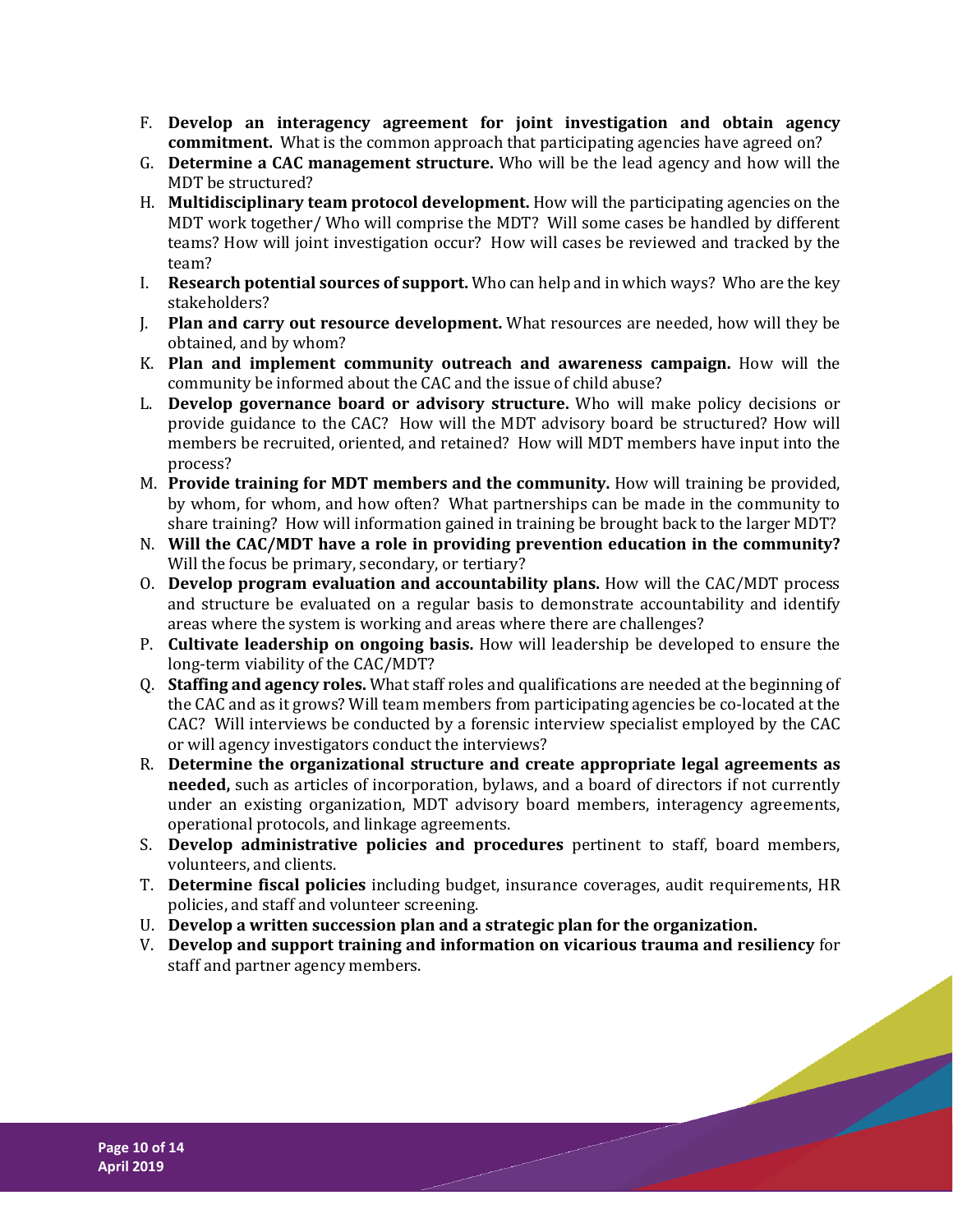F. **Develop an interagency agreement for joint investigation and obtain agency commitment.** What is the common approach that participating agencies have agreed on?

G. **Determine a CAC management structure.** Who will be the lead agency and how will the MDT be structured?

H. **Multidisciplinary team protocol development.** How will the participating agencies on the MDT work together/ Who will comprise the MDT? Will some cases be handled by different teams? How will joint investigation occur? How will cases be reviewed and tracked by the team?

I. **Research potential sources of support.** Who can help and in which ways? Who are the key stakeholders?

J. **Plan and carry out resource development.** What resources are needed, how will they be obtained, and by whom?

K. **Plan and implement community outreach and awareness campaign.** How will the community be informed about the CAC and the issue of child abuse?

L. **Develop governance board or advisory structure.** Who will make policy decisions or provide guidance to the CAC? How will the MDT advisory board be structured? How will members be recruited, oriented, and retained? How will MDT members have input into the process?

M. **Provide training for MDT members and the community.** How will training be provided, by whom, for whom, and how often? What partnerships can be made in the community to share training? How will information gained in training be brought back to the larger MDT?

N. **Will the CAC/MDT have a role in providing prevention education in the community?** Will the focus be primary, secondary, or tertiary?

O. **Develop program evaluation and accountability plans.** How will the CAC/MDT process and structure be evaluated on a regular basis to demonstrate accountability and identify areas where the system is working and areas where there are challenges?

P. **Cultivate leadership on ongoing basis.** How will leadership be developed to ensure the long-term viability of the CAC/MDT?

Q. **Staffing and agency roles.** What staff roles and qualifications are needed at the beginning of the CAC and as it grows? Will team members from participating agencies be co-located at the CAC? Will interviews be conducted by a forensic interview specialist employed by the CAC or will agency investigators conduct the interviews?

R. **Determine the organizational structure and create appropriate legal agreements as needed,** such as articles of incorporation, bylaws, and a board of directors if not currently under an existing organization, MDT advisory board members, interagency agreements, operational protocols, and linkage agreements.

S. **Develop administrative policies and procedures** pertinent to staff, board members, volunteers, and clients.

T. **Determine fiscal policies** including budget, insurance coverages, audit requirements, HR policies, and staff and volunteer screening.

U. **Develop a written succession plan and a strategic plan for the organization.**

V. **Develop and support training and information on vicarious trauma and resiliency** for staff and partner agency members.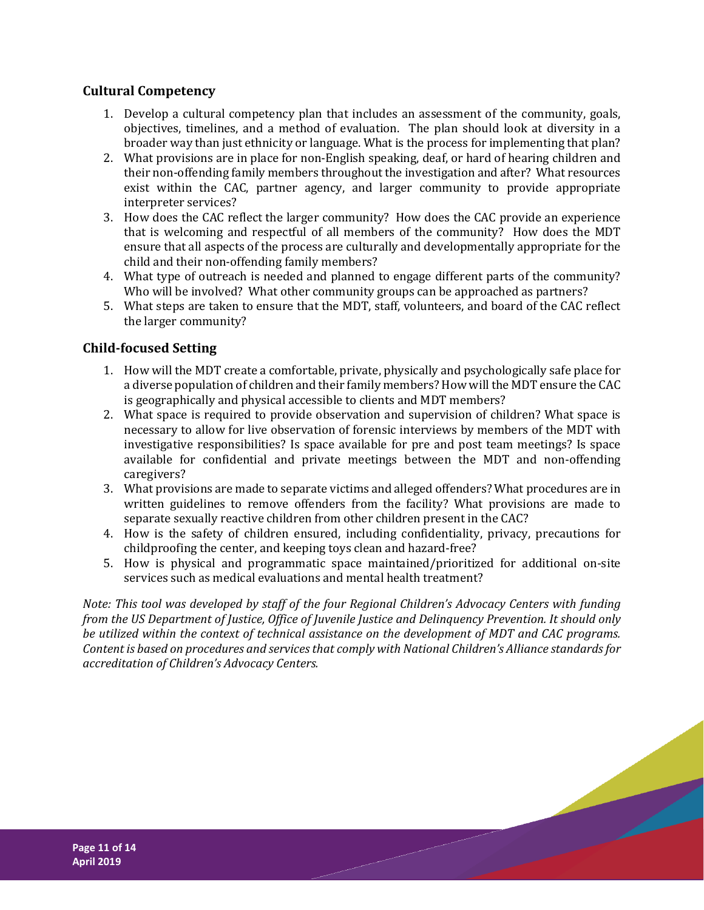## Cultural Competency

1. Develop a cultural competency plan that includes an assessment of the community, goals, objectives, timelines, and a method of evaluation. The plan should look at diversity in a broader way than just ethnicity or language. What is the process for implementing that plan?
2. What provisions are in place for non-English speaking, deaf, or hard of hearing children and their non-offending family members throughout the investigation and after? What resources exist within the CAC, partner agency, and larger community to provide appropriate interpreter services?
3. How does the CAC reflect the larger community? How does the CAC provide an experience that is welcoming and respectful of all members of the community? How does the MDT ensure that all aspects of the process are culturally and developmentally appropriate for the child and their non-offending family members?
4. What type of outreach is needed and planned to engage different parts of the community? Who will be involved? What other community groups can be approached as partners?
5. What steps are taken to ensure that the MDT, staff, volunteers, and board of the CAC reflect the larger community?

## Child-focused Setting

1. How will the MDT create a comfortable, private, physically and psychologically safe place for a diverse population of children and their family members? How will the MDT ensure the CAC is geographically and physical accessible to clients and MDT members?
2. What space is required to provide observation and supervision of children? What space is necessary to allow for live observation of forensic interviews by members of the MDT with investigative responsibilities? Is space available for pre and post team meetings? Is space available for confidential and private meetings between the MDT and non-offending caregivers?
3. What provisions are made to separate victims and alleged offenders? What procedures are in written guidelines to remove offenders from the facility? What provisions are made to separate sexually reactive children from other children present in the CAC?
4. How is the safety of children ensured, including confidentiality, privacy, precautions for childproofing the center, and keeping toys clean and hazard-free?
5. How is physical and programmatic space maintained/prioritized for additional on-site services such as medical evaluations and mental health treatment?

*Note: This tool was developed by staff of the four Regional Children's Advocacy Centers with funding from the US Department of Justice, Office of Juvenile Justice and Delinquency Prevention. It should only be utilized within the context of technical assistance on the development of MDT and CAC programs. Content is based on procedures and services that comply with National Children's Alliance standards for accreditation of Children's Advocacy Centers.*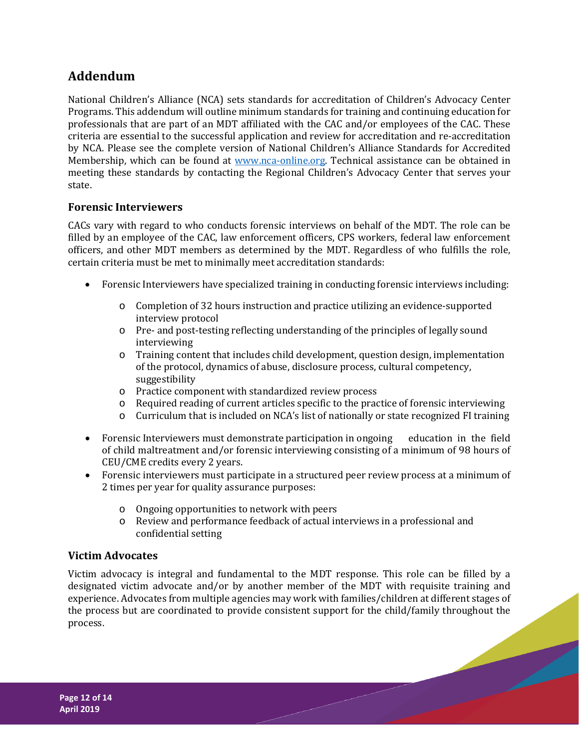## Addendum

National Children's Alliance (NCA) sets standards for accreditation of Children's Advocacy Center Programs. This addendum will outline minimum standards for training and continuing education for professionals that are part of an MDT affiliated with the CAC and/or employees of the CAC. These criteria are essential to the successful application and review for accreditation and re-accreditation by NCA. Please see the complete version of National Children's Alliance Standards for Accredited Membership, which can be found at www.nca-online.org. Technical assistance can be obtained in meeting these standards by contacting the Regional Children's Advocacy Center that serves your state.

### Forensic Interviewers

CACs vary with regard to who conducts forensic interviews on behalf of the MDT. The role can be filled by an employee of the CAC, law enforcement officers, CPS workers, federal law enforcement officers, and other MDT members as determined by the MDT. Regardless of who fulfills the role, certain criteria must be met to minimally meet accreditation standards:

- Forensic Interviewers have specialized training in conducting forensic interviews including:
    - Completion of 32 hours instruction and practice utilizing an evidence-supported interview protocol
    - Pre- and post-testing reflecting understanding of the principles of legally sound interviewing
    - Training content that includes child development, question design, implementation of the protocol, dynamics of abuse, disclosure process, cultural competency, suggestibility
    - Practice component with standardized review process
    - Required reading of current articles specific to the practice of forensic interviewing
    - Curriculum that is included on NCA's list of nationally or state recognized FI training
- Forensic Interviewers must demonstrate participation in ongoing education in the field of child maltreatment and/or forensic interviewing consisting of a minimum of 98 hours of CEU/CME credits every 2 years.
- Forensic interviewers must participate in a structured peer review process at a minimum of 2 times per year for quality assurance purposes:
    - Ongoing opportunities to network with peers
    - Review and performance feedback of actual interviews in a professional and confidential setting

### Victim Advocates

Victim advocacy is integral and fundamental to the MDT response. This role can be filled by a designated victim advocate and/or by another member of the MDT with requisite training and experience. Advocates from multiple agencies may work with families/children at different stages of the process but are coordinated to provide consistent support for the child/family throughout the process.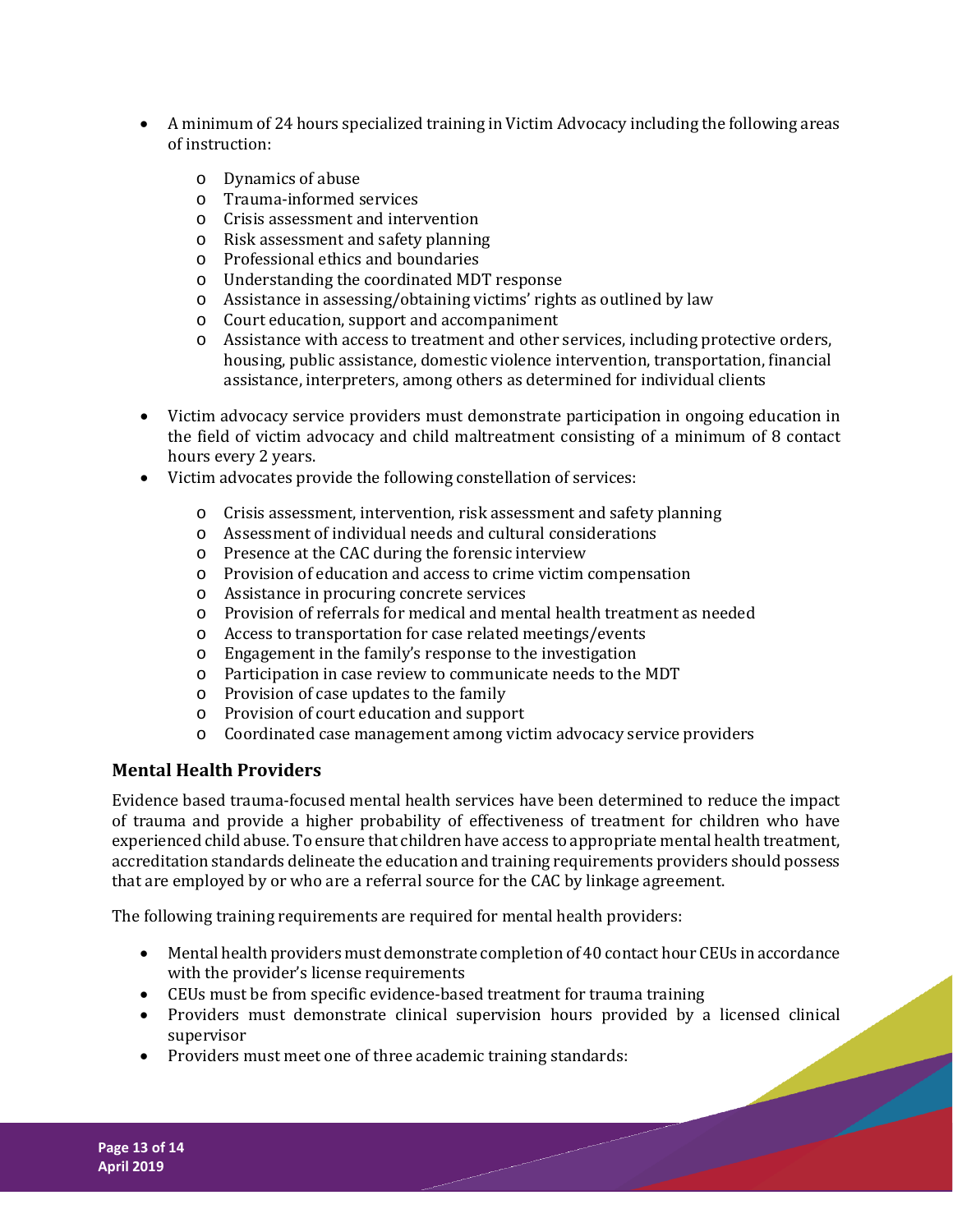- A minimum of 24 hours specialized training in Victim Advocacy including the following areas of instruction:
    - Dynamics of abuse
    - Trauma-informed services
    - Crisis assessment and intervention
    - Risk assessment and safety planning
    - Professional ethics and boundaries
    - Understanding the coordinated MDT response
    - Assistance in assessing/obtaining victims' rights as outlined by law
    - Court education, support and accompaniment
    - Assistance with access to treatment and other services, including protective orders, housing, public assistance, domestic violence intervention, transportation, financial assistance, interpreters, among others as determined for individual clients
- Victim advocacy service providers must demonstrate participation in ongoing education in the field of victim advocacy and child maltreatment consisting of a minimum of 8 contact hours every 2 years.
- Victim advocates provide the following constellation of services:
    - Crisis assessment, intervention, risk assessment and safety planning
    - Assessment of individual needs and cultural considerations
    - Presence at the CAC during the forensic interview
    - Provision of education and access to crime victim compensation
    - Assistance in procuring concrete services
    - Provision of referrals for medical and mental health treatment as needed
    - Access to transportation for case related meetings/events
    - Engagement in the family's response to the investigation
    - Participation in case review to communicate needs to the MDT
    - Provision of case updates to the family
    - Provision of court education and support
    - Coordinated case management among victim advocacy service providers

## Mental Health Providers

Evidence based trauma-focused mental health services have been determined to reduce the impact of trauma and provide a higher probability of effectiveness of treatment for children who have experienced child abuse. To ensure that children have access to appropriate mental health treatment, accreditation standards delineate the education and training requirements providers should possess that are employed by or who are a referral source for the CAC by linkage agreement.

The following training requirements are required for mental health providers:

- Mental health providers must demonstrate completion of 40 contact hour CEUs in accordance with the provider's license requirements
- CEUs must be from specific evidence-based treatment for trauma training
- Providers must demonstrate clinical supervision hours provided by a licensed clinical supervisor
- Providers must meet one of three academic training standards: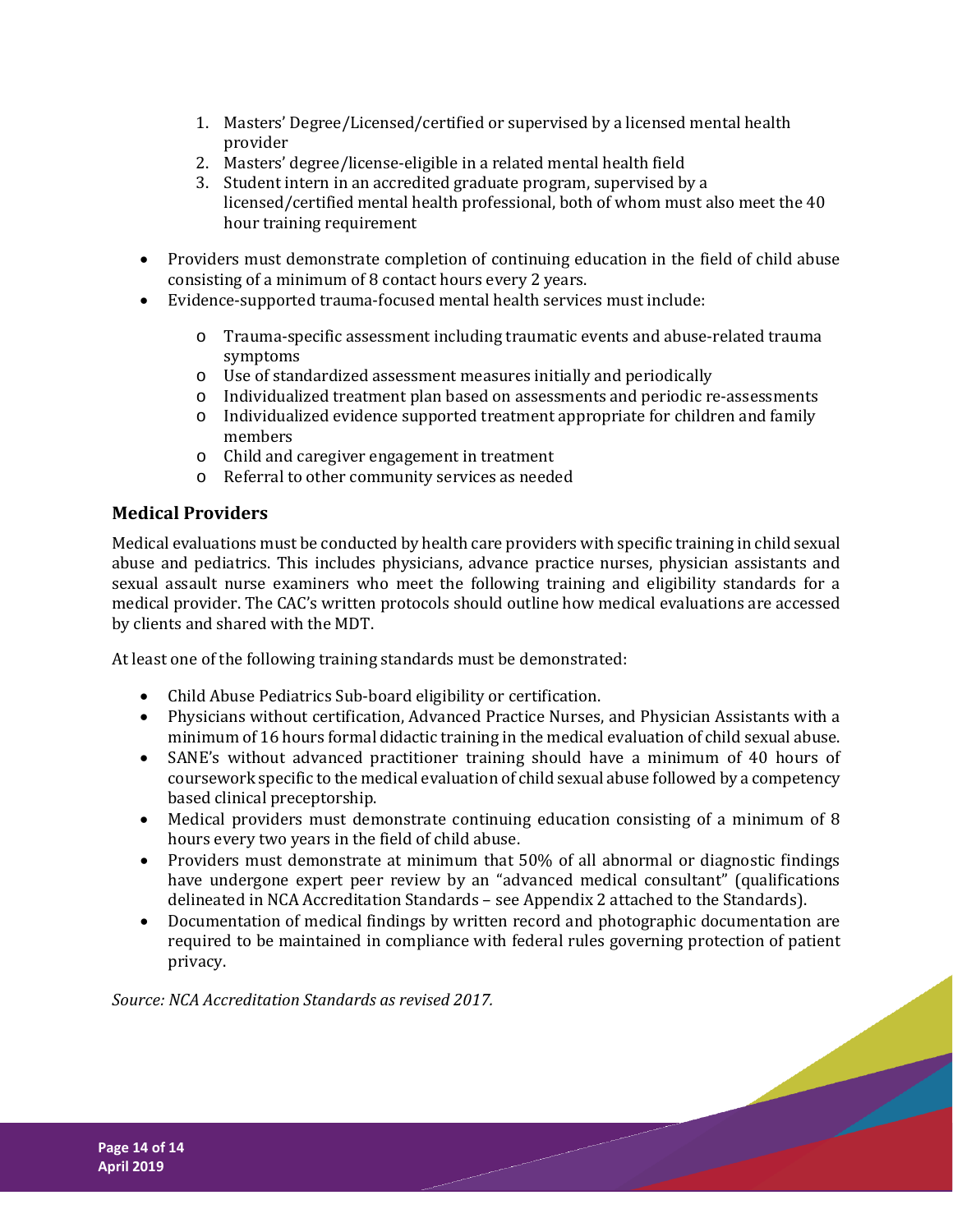1. Masters' Degree/Licensed/certified or supervised by a licensed mental health provider
2. Masters' degree/license-eligible in a related mental health field
3. Student intern in an accredited graduate program, supervised by a licensed/certified mental health professional, both of whom must also meet the 40 hour training requirement

- Providers must demonstrate completion of continuing education in the field of child abuse consisting of a minimum of 8 contact hours every 2 years.
- Evidence-supported trauma-focused mental health services must include:
    - Trauma-specific assessment including traumatic events and abuse-related trauma symptoms
    - Use of standardized assessment measures initially and periodically
    - Individualized treatment plan based on assessments and periodic re-assessments
    - Individualized evidence supported treatment appropriate for children and family members
    - Child and caregiver engagement in treatment
    - Referral to other community services as needed

## Medical Providers

Medical evaluations must be conducted by health care providers with specific training in child sexual abuse and pediatrics. This includes physicians, advance practice nurses, physician assistants and sexual assault nurse examiners who meet the following training and eligibility standards for a medical provider. The CAC's written protocols should outline how medical evaluations are accessed by clients and shared with the MDT.

At least one of the following training standards must be demonstrated:

- Child Abuse Pediatrics Sub-board eligibility or certification.
- Physicians without certification, Advanced Practice Nurses, and Physician Assistants with a minimum of 16 hours formal didactic training in the medical evaluation of child sexual abuse.
- SANE's without advanced practitioner training should have a minimum of 40 hours of coursework specific to the medical evaluation of child sexual abuse followed by a competency based clinical preceptorship.
- Medical providers must demonstrate continuing education consisting of a minimum of 8 hours every two years in the field of child abuse.
- Providers must demonstrate at minimum that 50% of all abnormal or diagnostic findings have undergone expert peer review by an "advanced medical consultant" (qualifications delineated in NCA Accreditation Standards – see Appendix 2 attached to the Standards).
- Documentation of medical findings by written record and photographic documentation are required to be maintained in compliance with federal rules governing protection of patient privacy.

*Source: NCA Accreditation Standards as revised 2017.*